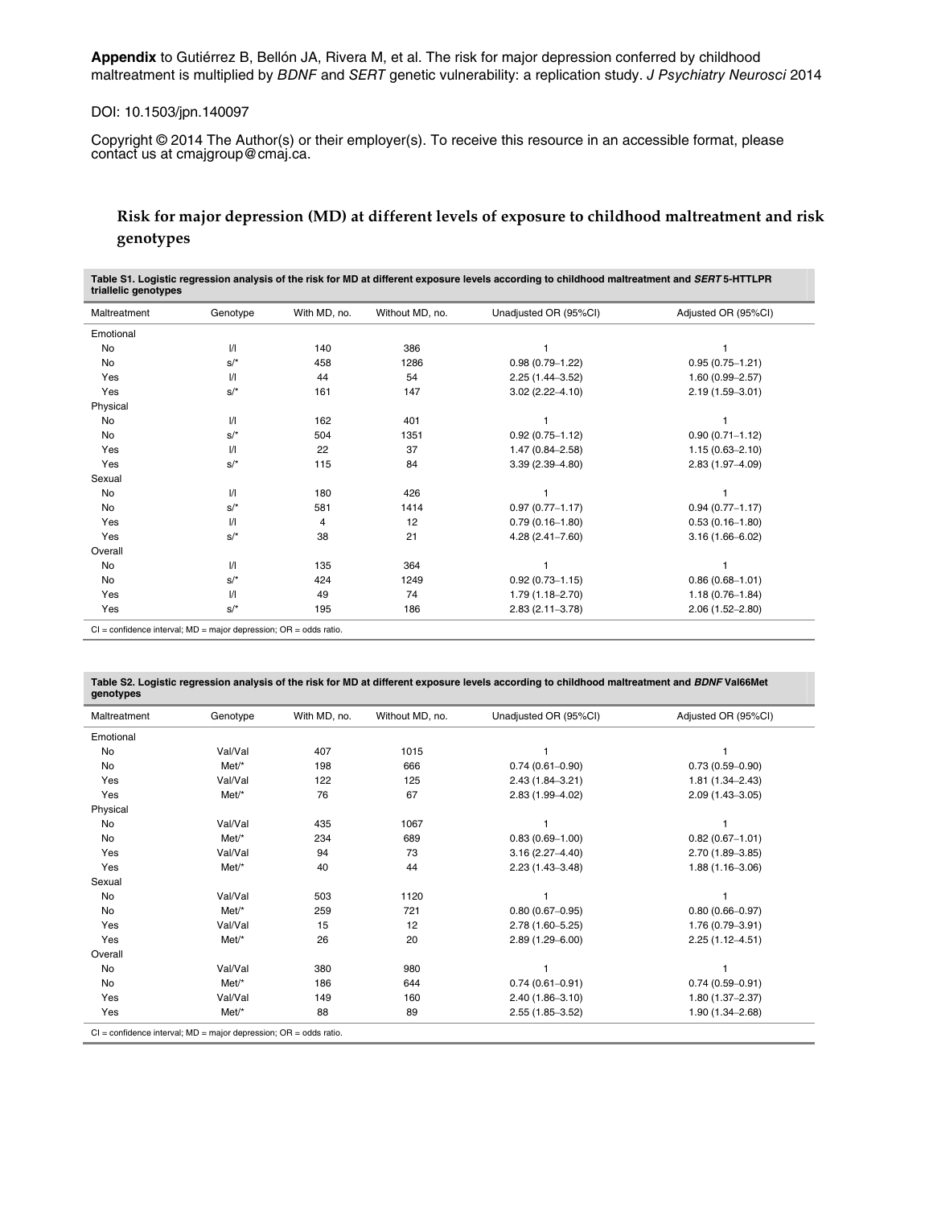**Appendix** to Gutiérrez B, Bellón JA, Rivera M, et al. The risk for major depression conferred by childhood maltreatment is multiplied by *BDNF* and *SERT* genetic vulnerability: a replication study. *J Psychiatry Neurosci* 2014

DOI: 10.1503/jpn.140097

Copyright © 2014 The Author(s) or their employer(s). To receive this resource in an accessible format, please contact us at cmajgroup@cmaj.ca.

## Risk for major depression (MD) at different levels of exposure to childhood maltreatment and risk genotypes

**Table S1. Logistic regression analysis of the risk for MD at different exposure levels according to childhood maltreatment and *SERT* 5-HTTLPR triallelic genotypes**

| Maltreatment | Genotype | With MD, no. | Without MD, no. | Unadjusted OR (95%CI) | Adjusted OR (95%CI) |
|---|---|---|---|---|---|
| Emotional | | | | | |
| No | l/l | 140 | 386 | 1 | 1 |
| No | s/* | 458 | 1286 | 0.98 (0.79–1.22) | 0.95 (0.75–1.21) |
| Yes | l/l | 44 | 54 | 2.25 (1.44–3.52) | 1.60 (0.99–2.57) |
| Yes | s/* | 161 | 147 | 3.02 (2.22–4.10) | 2.19 (1.59–3.01) |
| Physical | | | | | |
| No | l/l | 162 | 401 | 1 | 1 |
| No | s/* | 504 | 1351 | 0.92 (0.75–1.12) | 0.90 (0.71–1.12) |
| Yes | l/l | 22 | 37 | 1.47 (0.84–2.58) | 1.15 (0.63–2.10) |
| Yes | s/* | 115 | 84 | 3.39 (2.39–4.80) | 2.83 (1.97–4.09) |
| Sexual | | | | | |
| No | l/l | 180 | 426 | 1 | 1 |
| No | s/* | 581 | 1414 | 0.97 (0.77–1.17) | 0.94 (0.77–1.17) |
| Yes | l/l | 4 | 12 | 0.79 (0.16–1.80) | 0.53 (0.16–1.80) |
| Yes | s/* | 38 | 21 | 4.28 (2.41–7.60) | 3.16 (1.66–6.02) |
| Overall | | | | | |
| No | l/l | 135 | 364 | 1 | 1 |
| No | s/* | 424 | 1249 | 0.92 (0.73–1.15) | 0.86 (0.68–1.01) |
| Yes | l/l | 49 | 74 | 1.79 (1.18–2.70) | 1.18 (0.76–1.84) |
| Yes | s/* | 195 | 186 | 2.83 (2.11–3.78) | 2.06 (1.52–2.80) |

CI = confidence interval; MD = major depression; OR = odds ratio.

**Table S2. Logistic regression analysis of the risk for MD at different exposure levels according to childhood maltreatment and *BDNF* Val66Met genotypes**

| Maltreatment | Genotype | With MD, no. | Without MD, no. | Unadjusted OR (95%CI) | Adjusted OR (95%CI) |
|---|---|---|---|---|---|
| Emotional | | | | | |
| No | Val/Val | 407 | 1015 | 1 | 1 |
| No | Met/* | 198 | 666 | 0.74 (0.61–0.90) | 0.73 (0.59–0.90) |
| Yes | Val/Val | 122 | 125 | 2.43 (1.84–3.21) | 1.81 (1.34–2.43) |
| Yes | Met/* | 76 | 67 | 2.83 (1.99–4.02) | 2.09 (1.43–3.05) |
| Physical | | | | | |
| No | Val/Val | 435 | 1067 | 1 | 1 |
| No | Met/* | 234 | 689 | 0.83 (0.69–1.00) | 0.82 (0.67–1.01) |
| Yes | Val/Val | 94 | 73 | 3.16 (2.27–4.40) | 2.70 (1.89–3.85) |
| Yes | Met/* | 40 | 44 | 2.23 (1.43–3.48) | 1.88 (1.16–3.06) |
| Sexual | | | | | |
| No | Val/Val | 503 | 1120 | 1 | 1 |
| No | Met/* | 259 | 721 | 0.80 (0.67–0.95) | 0.80 (0.66–0.97) |
| Yes | Val/Val | 15 | 12 | 2.78 (1.60–5.25) | 1.76 (0.79–3.91) |
| Yes | Met/* | 26 | 20 | 2.89 (1.29–6.00) | 2.25 (1.12–4.51) |
| Overall | | | | | |
| No | Val/Val | 380 | 980 | 1 | 1 |
| No | Met/* | 186 | 644 | 0.74 (0.61–0.91) | 0.74 (0.59–0.91) |
| Yes | Val/Val | 149 | 160 | 2.40 (1.86–3.10) | 1.80 (1.37–2.37) |
| Yes | Met/* | 88 | 89 | 2.55 (1.85–3.52) | 1.90 (1.34–2.68) |

CI = confidence interval; MD = major depression; OR = odds ratio.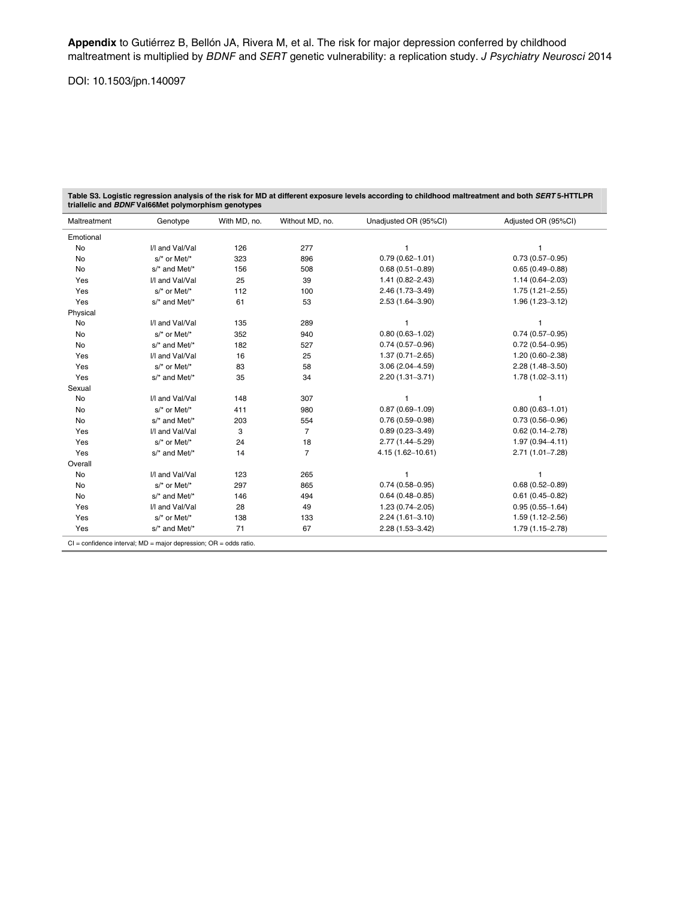**Appendix** to Gutiérrez B, Bellón JA, Rivera M, et al. The risk for major depression conferred by childhood maltreatment is multiplied by *BDNF* and *SERT* genetic vulnerability: a replication study. *J Psychiatry Neurosci* 2014

DOI: 10.1503/jpn.140097

**Table S3. Logistic regression analysis of the risk for MD at different exposure levels according to childhood maltreatment and both *SERT* 5-HTTLPR triallelic and *BDNF* Val66Met polymorphism genotypes**

| Maltreatment | Genotype | With MD, no. | Without MD, no. | Unadjusted OR (95%CI) | Adjusted OR (95%CI) |
|---|---|---|---|---|---|
| Emotional | | | | | |
| No | l/l and Val/Val | 126 | 277 | 1 | 1 |
| No | s/* or Met/* | 323 | 896 | 0.79 (0.62–1.01) | 0.73 (0.57–0.95) |
| No | s/* and Met/* | 156 | 508 | 0.68 (0.51–0.89) | 0.65 (0.49–0.88) |
| Yes | l/l and Val/Val | 25 | 39 | 1.41 (0.82–2.43) | 1.14 (0.64–2.03) |
| Yes | s/* or Met/* | 112 | 100 | 2.46 (1.73–3.49) | 1.75 (1.21–2.55) |
| Yes | s/* and Met/* | 61 | 53 | 2.53 (1.64–3.90) | 1.96 (1.23–3.12) |
| Physical | | | | | |
| No | l/l and Val/Val | 135 | 289 | 1 | 1 |
| No | s/* or Met/* | 352 | 940 | 0.80 (0.63–1.02) | 0.74 (0.57–0.95) |
| No | s/* and Met/* | 182 | 527 | 0.74 (0.57–0.96) | 0.72 (0.54–0.95) |
| Yes | l/l and Val/Val | 16 | 25 | 1.37 (0.71–2.65) | 1.20 (0.60–2.38) |
| Yes | s/* or Met/* | 83 | 58 | 3.06 (2.04–4.59) | 2.28 (1.48–3.50) |
| Yes | s/* and Met/* | 35 | 34 | 2.20 (1.31–3.71) | 1.78 (1.02–3.11) |
| Sexual | | | | | |
| No | l/l and Val/Val | 148 | 307 | 1 | 1 |
| No | s/* or Met/* | 411 | 980 | 0.87 (0.69–1.09) | 0.80 (0.63–1.01) |
| No | s/* and Met/* | 203 | 554 | 0.76 (0.59–0.98) | 0.73 (0.56–0.96) |
| Yes | l/l and Val/Val | 3 | 7 | 0.89 (0.23–3.49) | 0.62 (0.14–2.78) |
| Yes | s/* or Met/* | 24 | 18 | 2.77 (1.44–5.29) | 1.97 (0.94–4.11) |
| Yes | s/* and Met/* | 14 | 7 | 4.15 (1.62–10.61) | 2.71 (1.01–7.28) |
| Overall | | | | | |
| No | l/l and Val/Val | 123 | 265 | 1 | 1 |
| No | s/* or Met/* | 297 | 865 | 0.74 (0.58–0.95) | 0.68 (0.52–0.89) |
| No | s/* and Met/* | 146 | 494 | 0.64 (0.48–0.85) | 0.61 (0.45–0.82) |
| Yes | l/l and Val/Val | 28 | 49 | 1.23 (0.74–2.05) | 0.95 (0.55–1.64) |
| Yes | s/* or Met/* | 138 | 133 | 2.24 (1.61–3.10) | 1.59 (1.12–2.56) |
| Yes | s/* and Met/* | 71 | 67 | 2.28 (1.53–3.42) | 1.79 (1.15–2.78) |

CI = confidence interval; MD = major depression; OR = odds ratio.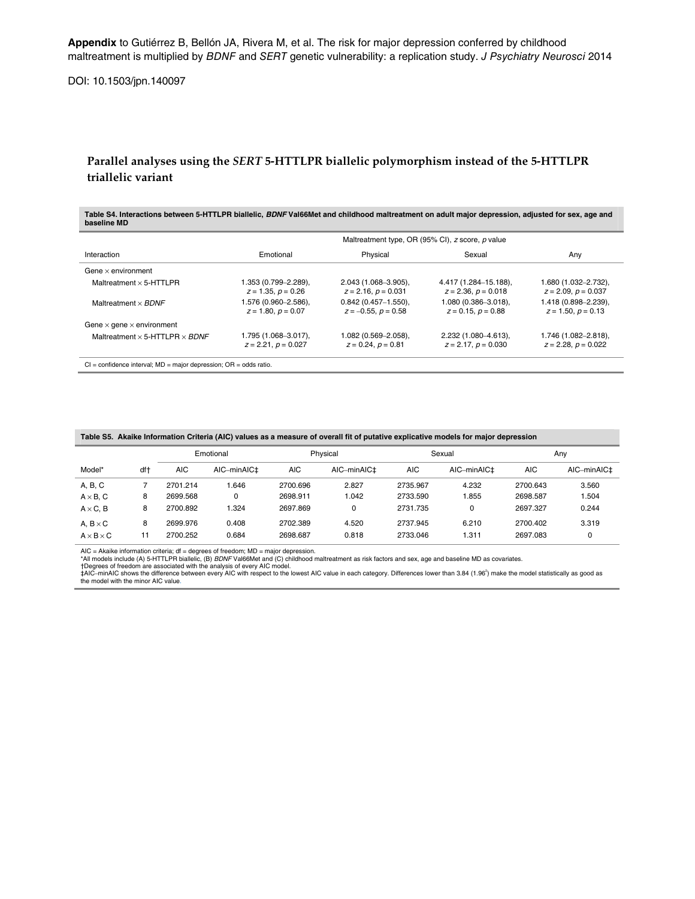**Appendix** to Gutiérrez B, Bellón JA, Rivera M, et al. The risk for major depression conferred by childhood maltreatment is multiplied by *BDNF* and *SERT* genetic vulnerability: a replication study. *J Psychiatry Neurosci* 2014

DOI: 10.1503/jpn.140097

## Parallel analyses using the *SERT* 5-HTTLPR biallelic polymorphism instead of the 5-HTTLPR triallelic variant

**Table S4. Interactions between 5-HTTLPR biallelic, *BDNF* Val66Met and childhood maltreatment on adult major depression, adjusted for sex, age and baseline MD**

| | Maltreatment type, OR (95% CI), *z* score, *p* value | | | |
|---|---|---|---|---|
| Interaction | Emotional | Physical | Sexual | Any |
| Gene × environment | | | | |
| Maltreatment × 5-HTTLPR | 1.353 (0.799–2.289), $z = 1.35$, $p = 0.26$ | 2.043 (1.068–3.905), $z = 2.16$, $p = 0.031$ | 4.417 (1.284–15.188), $z = 2.36$, $p = 0.018$ | 1.680 (1.032–2.732), $z = 2.09$, $p = 0.037$ |
| Maltreatment × *BDNF* | 1.576 (0.960–2.586), $z = 1.80$, $p = 0.07$ | 0.842 (0.457–1.550), $z = –0.55$, $p = 0.58$ | 1.080 (0.386–3.018), $z = 0.15$, $p = 0.88$ | 1.418 (0.898–2.239), $z = 1.50$, $p = 0.13$ |
| Gene × gene × environment | | | | |
| Maltreatment × 5-HTTLPR × *BDNF* | 1.795 (1.068–3.017), $z = 2.21$, $p = 0.027$ | 1.082 (0.569–2.058), $z = 0.24$, $p = 0.81$ | 2.232 (1.080–4.613), $z = 2.17$, $p = 0.030$ | 1.746 (1.082–2.818), $z = 2.28$, $p = 0.022$ |

CI = confidence interval; MD = major depression; OR = odds ratio.

**Table S5. Akaike Information Criteria (AIC) values as a measure of overall fit of putative explicative models for major depression**

| | | Emotional | | Physical | | Sexual | | Any | |
|---|---|---|---|---|---|---|---|---|---|
| Model* | df† | AIC | AIC–minAIC‡ | AIC | AIC–minAIC‡ | AIC | AIC–minAIC‡ | AIC | AIC–minAIC‡ |
| A, B, C | 7 | 2701.214 | 1.646 | 2700.696 | 2.827 | 2735.967 | 4.232 | 2700.643 | 3.560 |
| A × B, C | 8 | 2699.568 | 0 | 2698.911 | 1.042 | 2733.590 | 1.855 | 2698.587 | 1.504 |
| A × C, B | 8 | 2700.892 | 1.324 | 2697.869 | 0 | 2731.735 | 0 | 2697.327 | 0.244 |
| A, B × C | 8 | 2699.976 | 0.408 | 2702.389 | 4.520 | 2737.945 | 6.210 | 2700.402 | 3.319 |
| A × B × C | 11 | 2700.252 | 0.684 | 2698.687 | 0.818 | 2733.046 | 1.311 | 2697.083 | 0 |

AIC = Akaike information criteria; df = degrees of freedom; MD = major depression.
*All models include (A) 5-HTTLPR biallelic, (B) *BDNF* Val66Met and (C) childhood maltreatment as risk factors and sex, age and baseline MD as covariates.
†Degrees of freedom are associated with the analysis of every AIC model.
‡AIC–minAIC shows the difference between every AIC with respect to the lowest AIC value in each category. Differences lower than 3.84 ($1.96^2$) make the model statistically as good as the model with the minor AIC value.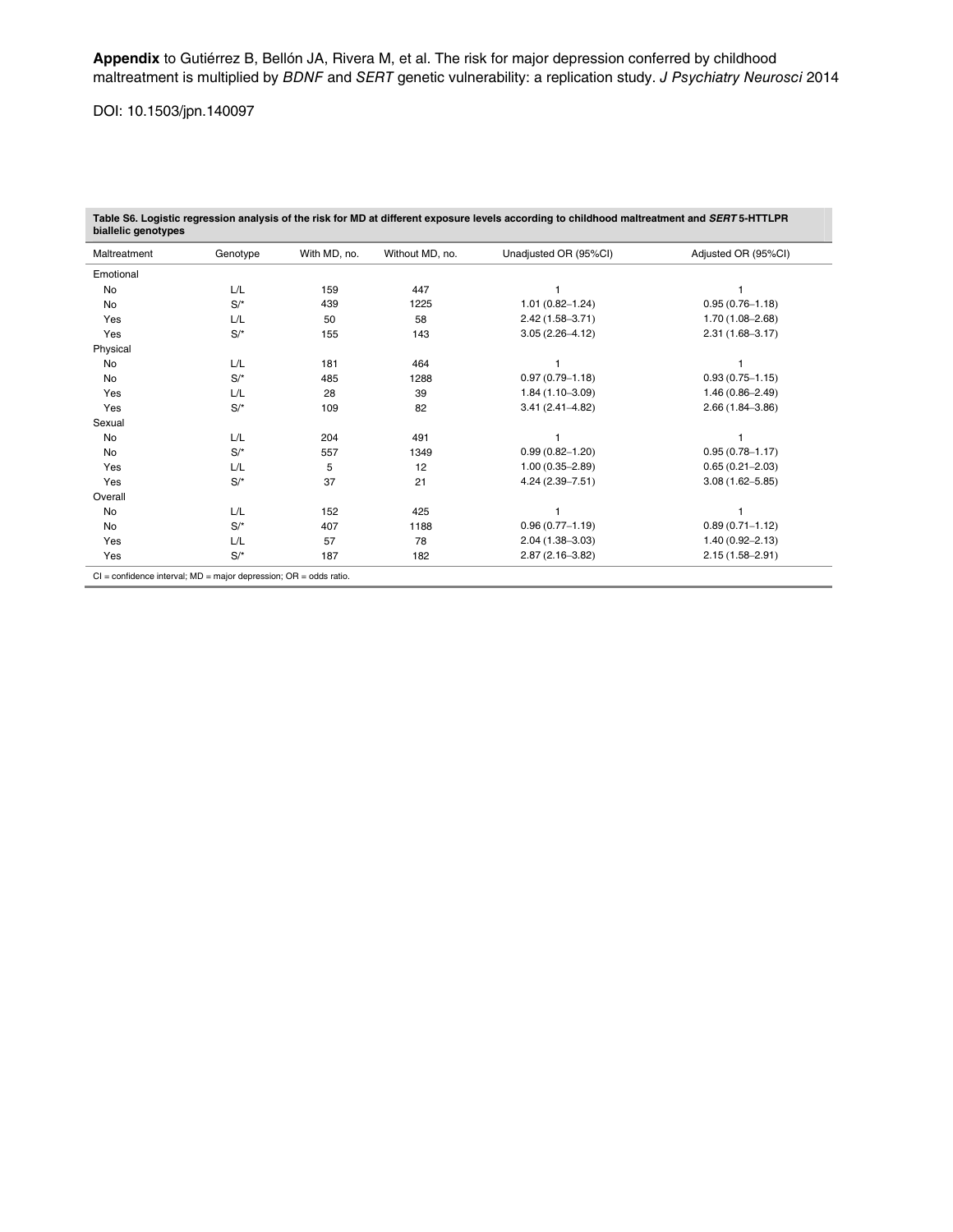**Appendix** to Gutiérrez B, Bellón JA, Rivera M, et al. The risk for major depression conferred by childhood maltreatment is multiplied by *BDNF* and *SERT* genetic vulnerability: a replication study. *J Psychiatry Neurosci* 2014

DOI: 10.1503/jpn.140097

**Table S6. Logistic regression analysis of the risk for MD at different exposure levels according to childhood maltreatment and *SERT* 5-HTTLPR biallelic genotypes**

| Maltreatment | Genotype | With MD, no. | Without MD, no. | Unadjusted OR (95%CI) | Adjusted OR (95%CI) |
|---|---|---|---|---|---|
| Emotional | | | | | |
| No | L/L | 159 | 447 | 1 | 1 |
| No | S/* | 439 | 1225 | 1.01 (0.82–1.24) | 0.95 (0.76–1.18) |
| Yes | L/L | 50 | 58 | 2.42 (1.58–3.71) | 1.70 (1.08–2.68) |
| Yes | S/* | 155 | 143 | 3.05 (2.26–4.12) | 2.31 (1.68–3.17) |
| Physical | | | | | |
| No | L/L | 181 | 464 | 1 | 1 |
| No | S/* | 485 | 1288 | 0.97 (0.79–1.18) | 0.93 (0.75–1.15) |
| Yes | L/L | 28 | 39 | 1.84 (1.10–3.09) | 1.46 (0.86–2.49) |
| Yes | S/* | 109 | 82 | 3.41 (2.41–4.82) | 2.66 (1.84–3.86) |
| Sexual | | | | | |
| No | L/L | 204 | 491 | 1 | 1 |
| No | S/* | 557 | 1349 | 0.99 (0.82–1.20) | 0.95 (0.78–1.17) |
| Yes | L/L | 5 | 12 | 1.00 (0.35–2.89) | 0.65 (0.21–2.03) |
| Yes | S/* | 37 | 21 | 4.24 (2.39–7.51) | 3.08 (1.62–5.85) |
| Overall | | | | | |
| No | L/L | 152 | 425 | 1 | 1 |
| No | S/* | 407 | 1188 | 0.96 (0.77–1.19) | 0.89 (0.71–1.12) |
| Yes | L/L | 57 | 78 | 2.04 (1.38–3.03) | 1.40 (0.92–2.13) |
| Yes | S/* | 187 | 182 | 2.87 (2.16–3.82) | 2.15 (1.58–2.91) |

CI = confidence interval; MD = major depression; OR = odds ratio.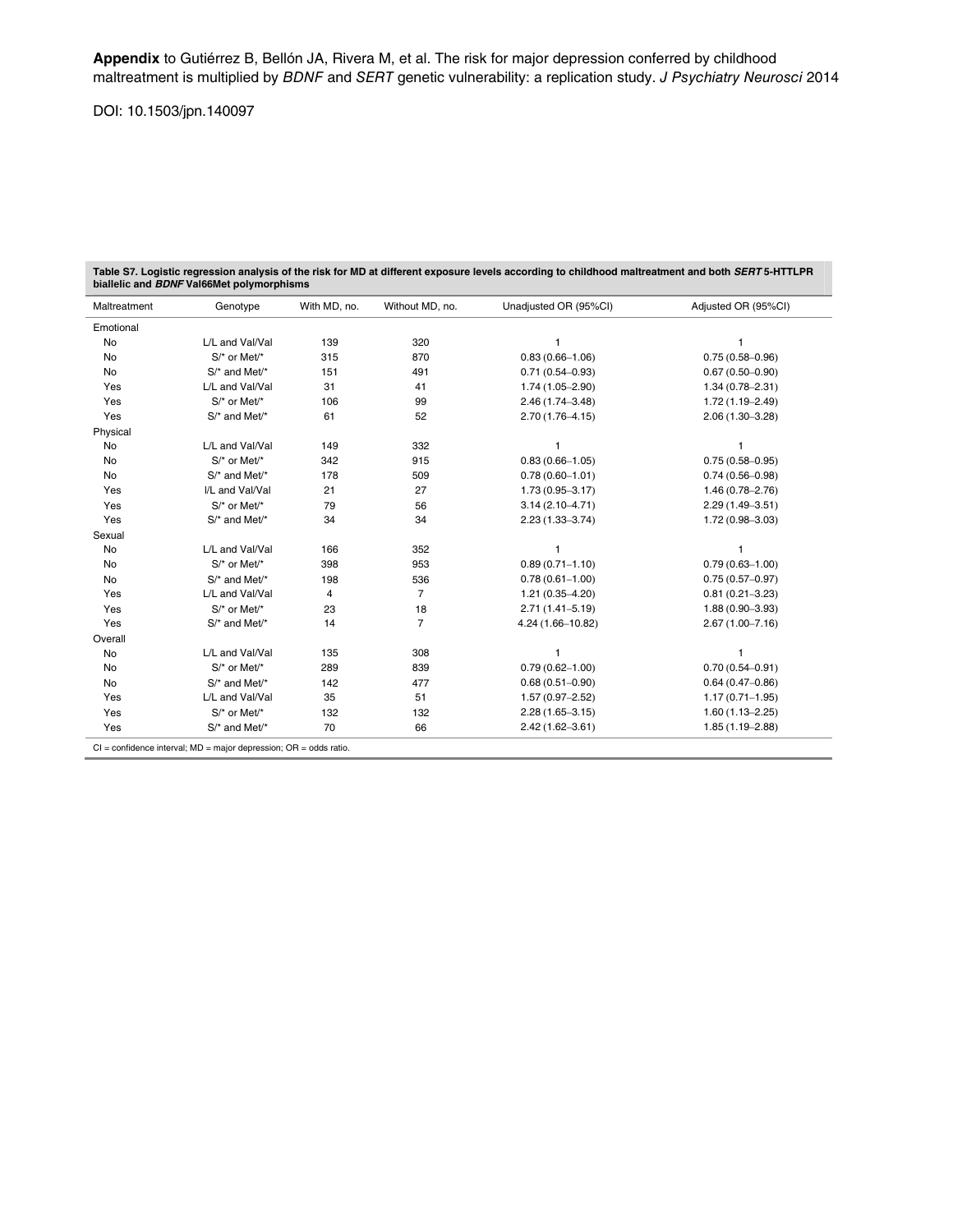**Appendix** to Gutiérrez B, Bellón JA, Rivera M, et al. The risk for major depression conferred by childhood maltreatment is multiplied by *BDNF* and *SERT* genetic vulnerability: a replication study. *J Psychiatry Neurosci* 2014

DOI: 10.1503/jpn.140097

**Table S7. Logistic regression analysis of the risk for MD at different exposure levels according to childhood maltreatment and both *SERT* 5-HTTLPR biallelic and *BDNF* Val66Met polymorphisms**

| Maltreatment | Genotype | With MD, no. | Without MD, no. | Unadjusted OR (95%CI) | Adjusted OR (95%CI) |
|---|---|---|---|---|---|
| Emotional | | | | | |
| No | L/L and Val/Val | 139 | 320 | 1 | 1 |
| No | S/* or Met/* | 315 | 870 | 0.83 (0.66–1.06) | 0.75 (0.58–0.96) |
| No | S/* and Met/* | 151 | 491 | 0.71 (0.54–0.93) | 0.67 (0.50–0.90) |
| Yes | L/L and Val/Val | 31 | 41 | 1.74 (1.05–2.90) | 1.34 (0.78–2.31) |
| Yes | S/* or Met/* | 106 | 99 | 2.46 (1.74–3.48) | 1.72 (1.19–2.49) |
| Yes | S/* and Met/* | 61 | 52 | 2.70 (1.76–4.15) | 2.06 (1.30–3.28) |
| Physical | | | | | |
| No | L/L and Val/Val | 149 | 332 | 1 | 1 |
| No | S/* or Met/* | 342 | 915 | 0.83 (0.66–1.05) | 0.75 (0.58–0.95) |
| No | S/* and Met/* | 178 | 509 | 0.78 (0.60–1.01) | 0.74 (0.56–0.98) |
| Yes | l/L and Val/Val | 21 | 27 | 1.73 (0.95–3.17) | 1.46 (0.78–2.76) |
| Yes | S/* or Met/* | 79 | 56 | 3.14 (2.10–4.71) | 2.29 (1.49–3.51) |
| Yes | S/* and Met/* | 34 | 34 | 2.23 (1.33–3.74) | 1.72 (0.98–3.03) |
| Sexual | | | | | |
| No | L/L and Val/Val | 166 | 352 | 1 | 1 |
| No | S/* or Met/* | 398 | 953 | 0.89 (0.71–1.10) | 0.79 (0.63–1.00) |
| No | S/* and Met/* | 198 | 536 | 0.78 (0.61–1.00) | 0.75 (0.57–0.97) |
| Yes | L/L and Val/Val | 4 | 7 | 1.21 (0.35–4.20) | 0.81 (0.21–3.23) |
| Yes | S/* or Met/* | 23 | 18 | 2.71 (1.41–5.19) | 1.88 (0.90–3.93) |
| Yes | S/* and Met/* | 14 | 7 | 4.24 (1.66–10.82) | 2.67 (1.00–7.16) |
| Overall | | | | | |
| No | L/L and Val/Val | 135 | 308 | 1 | 1 |
| No | S/* or Met/* | 289 | 839 | 0.79 (0.62–1.00) | 0.70 (0.54–0.91) |
| No | S/* and Met/* | 142 | 477 | 0.68 (0.51–0.90) | 0.64 (0.47–0.86) |
| Yes | L/L and Val/Val | 35 | 51 | 1.57 (0.97–2.52) | 1.17 (0.71–1.95) |
| Yes | S/* or Met/* | 132 | 132 | 2.28 (1.65–3.15) | 1.60 (1.13–2.25) |
| Yes | S/* and Met/* | 70 | 66 | 2.42 (1.62–3.61) | 1.85 (1.19–2.88) |

CI = confidence interval; MD = major depression; OR = odds ratio.